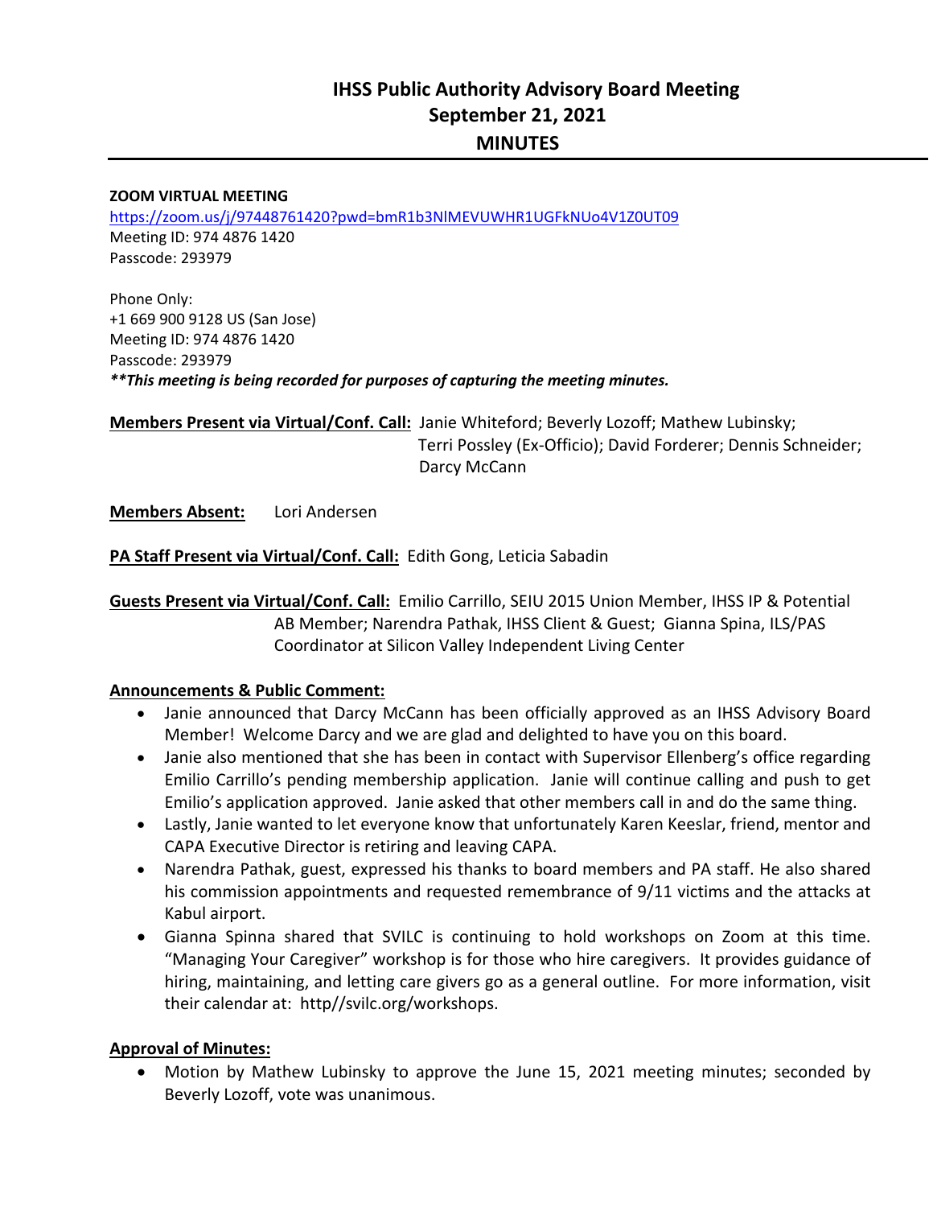# IHSS Public Authority Advisory Board Meeting
## September 21, 2021
## MINUTES

**ZOOM VIRTUAL MEETING**
https://zoom.us/j/97448761420?pwd=bmR1b3NlMEVUWHR1UGFkNUo4V1Z0UT09
Meeting ID: 974 4876 1420
Passcode: 293979

Phone Only:
+1 669 900 9128 US (San Jose)
Meeting ID: 974 4876 1420
Passcode: 293979
***\*\*This meeting is being recorded for purposes of capturing the meeting minutes.***

**Members Present via Virtual/Conf. Call:** Janie Whiteford; Beverly Lozoff; Mathew Lubinsky; Terri Possley (Ex-Officio); David Forderer; Dennis Schneider; Darcy McCann

**Members Absent:** Lori Andersen

**PA Staff Present via Virtual/Conf. Call:** Edith Gong, Leticia Sabadin

**Guests Present via Virtual/Conf. Call:** Emilio Carrillo, SEIU 2015 Union Member, IHSS IP & Potential AB Member; Narendra Pathak, IHSS Client & Guest; Gianna Spina, ILS/PAS Coordinator at Silicon Valley Independent Living Center

**Announcements & Public Comment:**

- Janie announced that Darcy McCann has been officially approved as an IHSS Advisory Board Member! Welcome Darcy and we are glad and delighted to have you on this board.
- Janie also mentioned that she has been in contact with Supervisor Ellenberg's office regarding Emilio Carrillo's pending membership application. Janie will continue calling and push to get Emilio's application approved. Janie asked that other members call in and do the same thing.
- Lastly, Janie wanted to let everyone know that unfortunately Karen Keeslar, friend, mentor and CAPA Executive Director is retiring and leaving CAPA.
- Narendra Pathak, guest, expressed his thanks to board members and PA staff. He also shared his commission appointments and requested remembrance of 9/11 victims and the attacks at Kabul airport.
- Gianna Spinna shared that SVILC is continuing to hold workshops on Zoom at this time. "Managing Your Caregiver" workshop is for those who hire caregivers. It provides guidance of hiring, maintaining, and letting care givers go as a general outline. For more information, visit their calendar at: http//svilc.org/workshops.

**Approval of Minutes:**

- Motion by Mathew Lubinsky to approve the June 15, 2021 meeting minutes; seconded by Beverly Lozoff, vote was unanimous.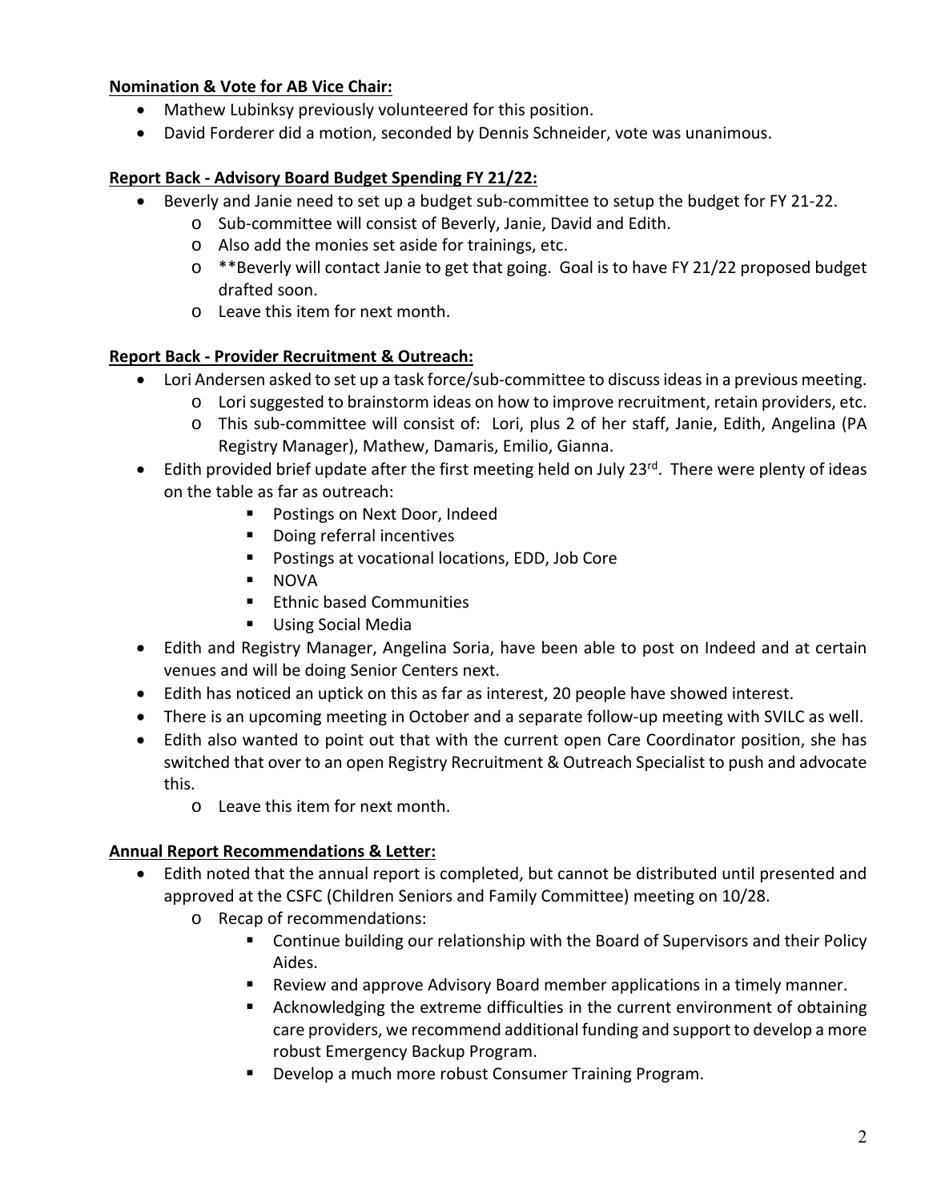**Nomination & Vote for AB Vice Chair:**

- Mathew Lubinksy previously volunteered for this position.
- David Forderer did a motion, seconded by Dennis Schneider, vote was unanimous.

**Report Back - Advisory Board Budget Spending FY 21/22:**

- Beverly and Janie need to set up a budget sub-committee to setup the budget for FY 21-22.
  - Sub-committee will consist of Beverly, Janie, David and Edith.
  - Also add the monies set aside for trainings, etc.
  - **Beverly will contact Janie to get that going. Goal is to have FY 21/22 proposed budget drafted soon.
  - Leave this item for next month.

**Report Back - Provider Recruitment & Outreach:**

- Lori Andersen asked to set up a task force/sub-committee to discuss ideas in a previous meeting.
  - Lori suggested to brainstorm ideas on how to improve recruitment, retain providers, etc.
  - This sub-committee will consist of: Lori, plus 2 of her staff, Janie, Edith, Angelina (PA Registry Manager), Mathew, Damaris, Emilio, Gianna.
- Edith provided brief update after the first meeting held on July 23rd. There were plenty of ideas on the table as far as outreach:
  - Postings on Next Door, Indeed
  - Doing referral incentives
  - Postings at vocational locations, EDD, Job Core
  - NOVA
  - Ethnic based Communities
  - Using Social Media
- Edith and Registry Manager, Angelina Soria, have been able to post on Indeed and at certain venues and will be doing Senior Centers next.
- Edith has noticed an uptick on this as far as interest, 20 people have showed interest.
- There is an upcoming meeting in October and a separate follow-up meeting with SVILC as well.
- Edith also wanted to point out that with the current open Care Coordinator position, she has switched that over to an open Registry Recruitment & Outreach Specialist to push and advocate this.
  - Leave this item for next month.

**Annual Report Recommendations & Letter:**

- Edith noted that the annual report is completed, but cannot be distributed until presented and approved at the CSFC (Children Seniors and Family Committee) meeting on 10/28.
  - Recap of recommendations:
    - Continue building our relationship with the Board of Supervisors and their Policy Aides.
    - Review and approve Advisory Board member applications in a timely manner.
    - Acknowledging the extreme difficulties in the current environment of obtaining care providers, we recommend additional funding and support to develop a more robust Emergency Backup Program.
    - Develop a much more robust Consumer Training Program.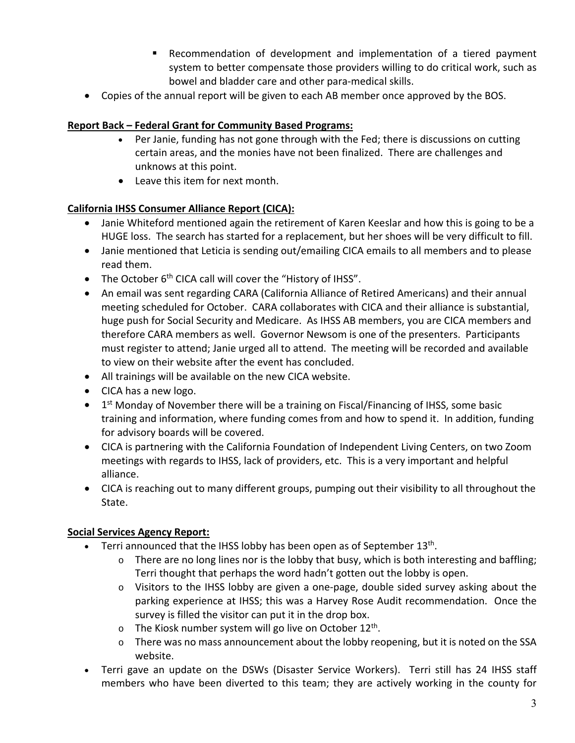- Recommendation of development and implementation of a tiered payment system to better compensate those providers willing to do critical work, such as bowel and bladder care and other para-medical skills.
- Copies of the annual report will be given to each AB member once approved by the BOS.

**Report Back – Federal Grant for Community Based Programs:**

- Per Janie, funding has not gone through with the Fed; there is discussions on cutting certain areas, and the monies have not been finalized. There are challenges and unknows at this point.
- Leave this item for next month.

**California IHSS Consumer Alliance Report (CICA):**

- Janie Whiteford mentioned again the retirement of Karen Keeslar and how this is going to be a HUGE loss. The search has started for a replacement, but her shoes will be very difficult to fill.
- Janie mentioned that Leticia is sending out/emailing CICA emails to all members and to please read them.
- The October 6th CICA call will cover the "History of IHSS".
- An email was sent regarding CARA (California Alliance of Retired Americans) and their annual meeting scheduled for October. CARA collaborates with CICA and their alliance is substantial, huge push for Social Security and Medicare. As IHSS AB members, you are CICA members and therefore CARA members as well. Governor Newsom is one of the presenters. Participants must register to attend; Janie urged all to attend. The meeting will be recorded and available to view on their website after the event has concluded.
- All trainings will be available on the new CICA website.
- CICA has a new logo.
- 1st Monday of November there will be a training on Fiscal/Financing of IHSS, some basic training and information, where funding comes from and how to spend it. In addition, funding for advisory boards will be covered.
- CICA is partnering with the California Foundation of Independent Living Centers, on two Zoom meetings with regards to IHSS, lack of providers, etc. This is a very important and helpful alliance.
- CICA is reaching out to many different groups, pumping out their visibility to all throughout the State.

**Social Services Agency Report:**

- Terri announced that the IHSS lobby has been open as of September 13th.
    - There are no long lines nor is the lobby that busy, which is both interesting and baffling; Terri thought that perhaps the word hadn't gotten out the lobby is open.
    - Visitors to the IHSS lobby are given a one-page, double sided survey asking about the parking experience at IHSS; this was a Harvey Rose Audit recommendation. Once the survey is filled the visitor can put it in the drop box.
    - The Kiosk number system will go live on October 12th.
    - There was no mass announcement about the lobby reopening, but it is noted on the SSA website.
- Terri gave an update on the DSWs (Disaster Service Workers). Terri still has 24 IHSS staff members who have been diverted to this team; they are actively working in the county for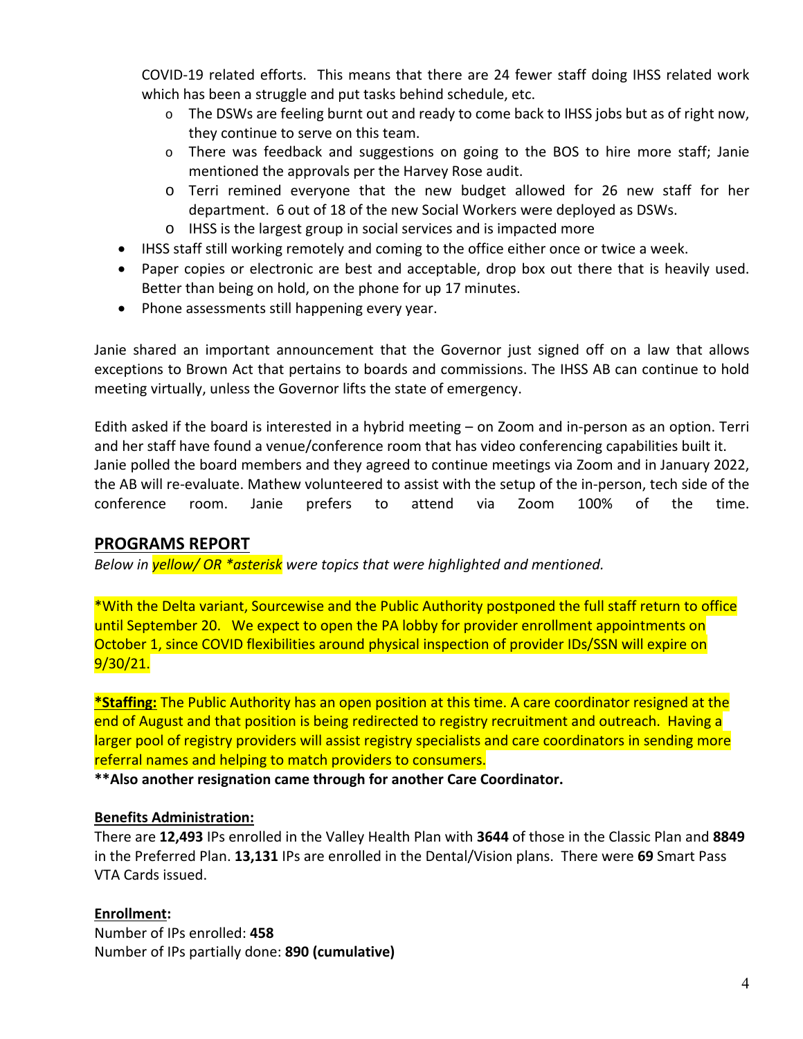COVID-19 related efforts. This means that there are 24 fewer staff doing IHSS related work which has been a struggle and put tasks behind schedule, etc.

  - The DSWs are feeling burnt out and ready to come back to IHSS jobs but as of right now, they continue to serve on this team.
  - There was feedback and suggestions on going to the BOS to hire more staff; Janie mentioned the approvals per the Harvey Rose audit.
  - Terri remined everyone that the new budget allowed for 26 new staff for her department. 6 out of 18 of the new Social Workers were deployed as DSWs.
  - IHSS is the largest group in social services and is impacted more
- IHSS staff still working remotely and coming to the office either once or twice a week.
- Paper copies or electronic are best and acceptable, drop box out there that is heavily used. Better than being on hold, on the phone for up 17 minutes.
- Phone assessments still happening every year.

Janie shared an important announcement that the Governor just signed off on a law that allows exceptions to Brown Act that pertains to boards and commissions. The IHSS AB can continue to hold meeting virtually, unless the Governor lifts the state of emergency.

Edith asked if the board is interested in a hybrid meeting – on Zoom and in-person as an option. Terri and her staff have found a venue/conference room that has video conferencing capabilities built it. Janie polled the board members and they agreed to continue meetings via Zoom and in January 2022, the AB will re-evaluate. Mathew volunteered to assist with the setup of the in-person, tech side of the conference room. Janie prefers to attend via Zoom 100% of the time.

## PROGRAMS REPORT

*Below in yellow/ OR *asterisk were topics that were highlighted and mentioned.*

*With the Delta variant, Sourcewise and the Public Authority postponed the full staff return to office until September 20. We expect to open the PA lobby for provider enrollment appointments on October 1, since COVID flexibilities around physical inspection of provider IDs/SSN will expire on 9/30/21.

**\*Staffing:** The Public Authority has an open position at this time. A care coordinator resigned at the end of August and that position is being redirected to registry recruitment and outreach. Having a larger pool of registry providers will assist registry specialists and care coordinators in sending more referral names and helping to match providers to consumers.

****Also another resignation came through for another Care Coordinator.**

**Benefits Administration:**

There are **12,493** IPs enrolled in the Valley Health Plan with **3644** of those in the Classic Plan and **8849** in the Preferred Plan. **13,131** IPs are enrolled in the Dental/Vision plans. There were **69** Smart Pass VTA Cards issued.

**Enrollment:**

Number of IPs enrolled: **458**

Number of IPs partially done: **890 (cumulative)**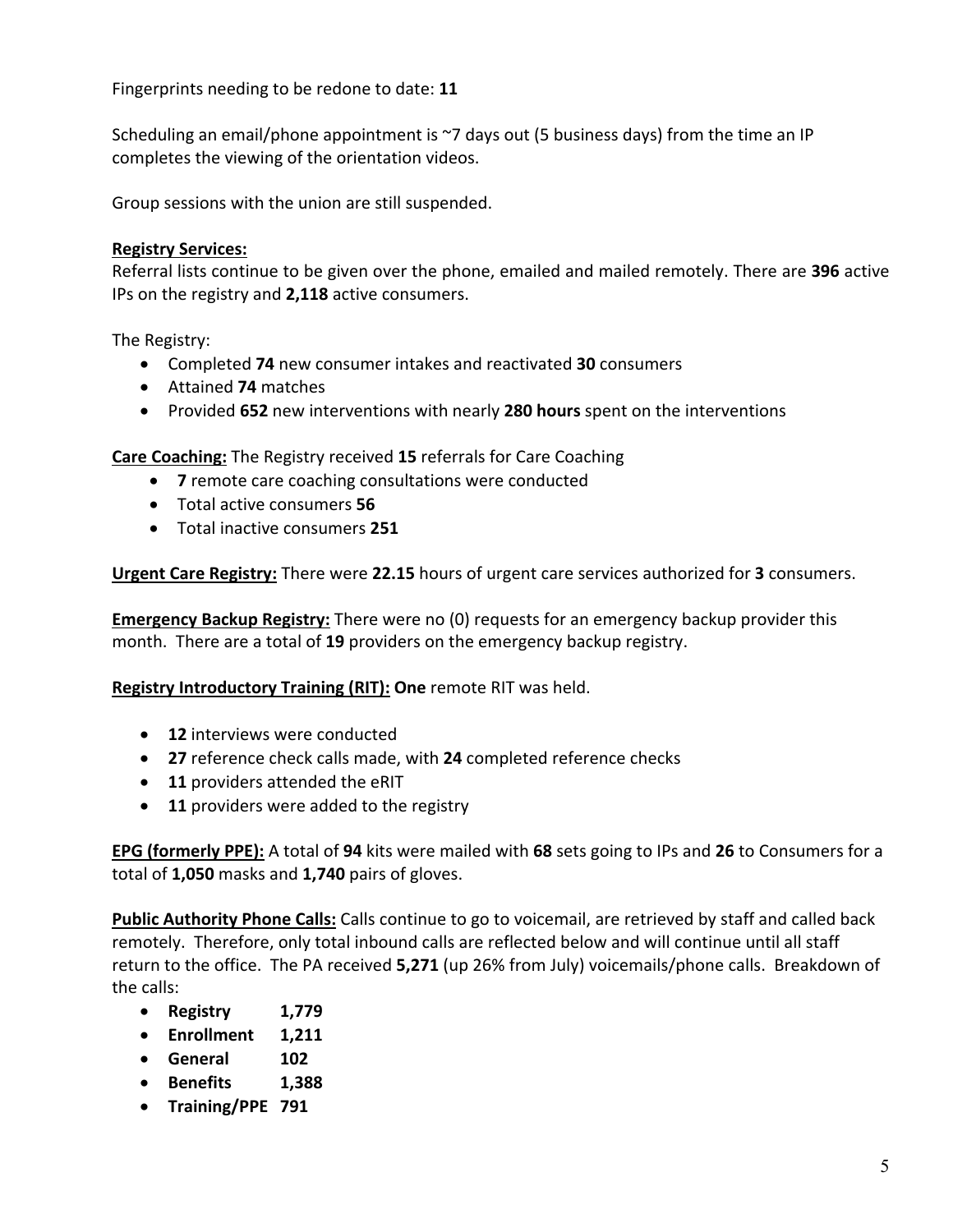Fingerprints needing to be redone to date: **11**

Scheduling an email/phone appointment is ~7 days out (5 business days) from the time an IP completes the viewing of the orientation videos.

Group sessions with the union are still suspended.

**<u>Registry Services:</u>**
Referral lists continue to be given over the phone, emailed and mailed remotely. There are **396** active IPs on the registry and **2,118** active consumers.

The Registry:

- Completed **74** new consumer intakes and reactivated **30** consumers
- Attained **74** matches
- Provided **652** new interventions with nearly **280 hours** spent on the interventions

**<u>Care Coaching:</u>** The Registry received **15** referrals for Care Coaching

- **7** remote care coaching consultations were conducted
- Total active consumers **56**
- Total inactive consumers **251**

**<u>Urgent Care Registry:</u>** There were **22.15** hours of urgent care services authorized for **3** consumers.

**<u>Emergency Backup Registry:</u>** There were no (0) requests for an emergency backup provider this month. There are a total of **19** providers on the emergency backup registry.

**<u>Registry Introductory Training (RIT):</u>** **One** remote RIT was held.

- **12** interviews were conducted
- **27** reference check calls made, with **24** completed reference checks
- **11** providers attended the eRIT
- **11** providers were added to the registry

**<u>EPG (formerly PPE):</u>** A total of **94** kits were mailed with **68** sets going to IPs and **26** to Consumers for a total of **1,050** masks and **1,740** pairs of gloves.

**<u>Public Authority Phone Calls:</u>** Calls continue to go to voicemail, are retrieved by staff and called back remotely. Therefore, only total inbound calls are reflected below and will continue until all staff return to the office. The PA received **5,271** (up 26% from July) voicemails/phone calls. Breakdown of the calls:

- **Registry 1,779**
- **Enrollment 1,211**
- **General 102**
- **Benefits 1,388**
- **Training/PPE 791**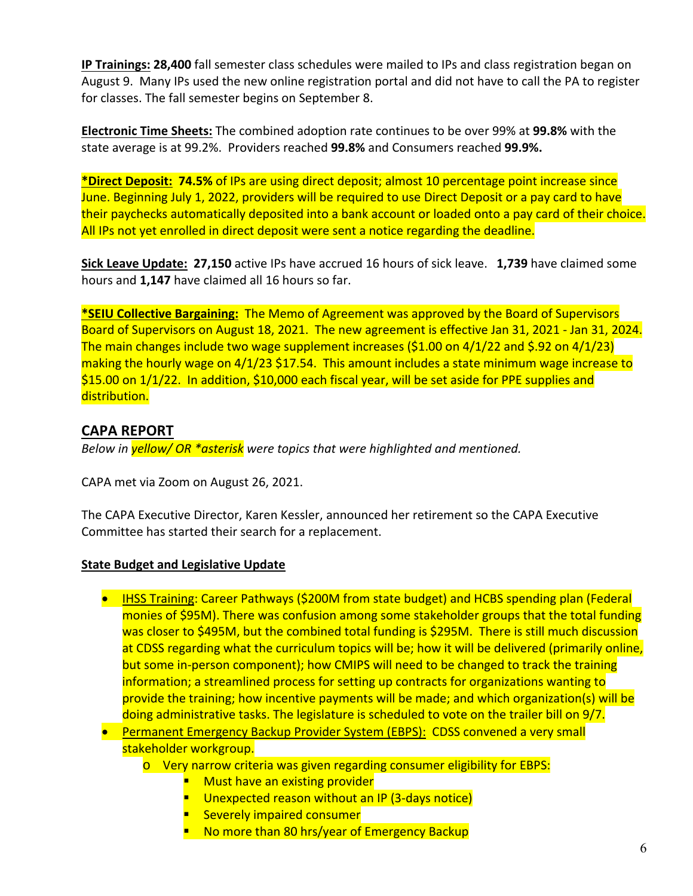**IP Trainings:** **28,400** fall semester class schedules were mailed to IPs and class registration began on August 9. Many IPs used the new online registration portal and did not have to call the PA to register for classes. The fall semester begins on September 8.

**Electronic Time Sheets:** The combined adoption rate continues to be over 99% at **99.8%** with the state average is at 99.2%. Providers reached **99.8%** and Consumers reached **99.9%.**

***Direct Deposit:** **74.5%** of IPs are using direct deposit; almost 10 percentage point increase since June. Beginning July 1, 2022, providers will be required to use Direct Deposit or a pay card to have their paychecks automatically deposited into a bank account or loaded onto a pay card of their choice. All IPs not yet enrolled in direct deposit were sent a notice regarding the deadline.

**Sick Leave Update:** **27,150** active IPs have accrued 16 hours of sick leave. **1,739** have claimed some hours and **1,147** have claimed all 16 hours so far.

***SEIU Collective Bargaining:** The Memo of Agreement was approved by the Board of Supervisors Board of Supervisors on August 18, 2021. The new agreement is effective Jan 31, 2021 - Jan 31, 2024. The main changes include two wage supplement increases ($1.00 on 4/1/22 and $.92 on 4/1/23) making the hourly wage on 4/1/23 $17.54. This amount includes a state minimum wage increase to $15.00 on 1/1/22. In addition, $10,000 each fiscal year, will be set aside for PPE supplies and distribution.

## CAPA REPORT

*Below in yellow/ OR *asterisk were topics that were highlighted and mentioned.*

CAPA met via Zoom on August 26, 2021.

The CAPA Executive Director, Karen Kessler, announced her retirement so the CAPA Executive Committee has started their search for a replacement.

**State Budget and Legislative Update**

- IHSS Training: Career Pathways ($200M from state budget) and HCBS spending plan (Federal monies of $95M). There was confusion among some stakeholder groups that the total funding was closer to $495M, but the combined total funding is $295M. There is still much discussion at CDSS regarding what the curriculum topics will be; how it will be delivered (primarily online, but some in-person component); how CMIPS will need to be changed to track the training information; a streamlined process for setting up contracts for organizations wanting to provide the training; how incentive payments will be made; and which organization(s) will be doing administrative tasks. The legislature is scheduled to vote on the trailer bill on 9/7.
- Permanent Emergency Backup Provider System (EBPS): CDSS convened a very small stakeholder workgroup.
  - Very narrow criteria was given regarding consumer eligibility for EBPS:
    - Must have an existing provider
    - Unexpected reason without an IP (3-days notice)
    - Severely impaired consumer
    - No more than 80 hrs/year of Emergency Backup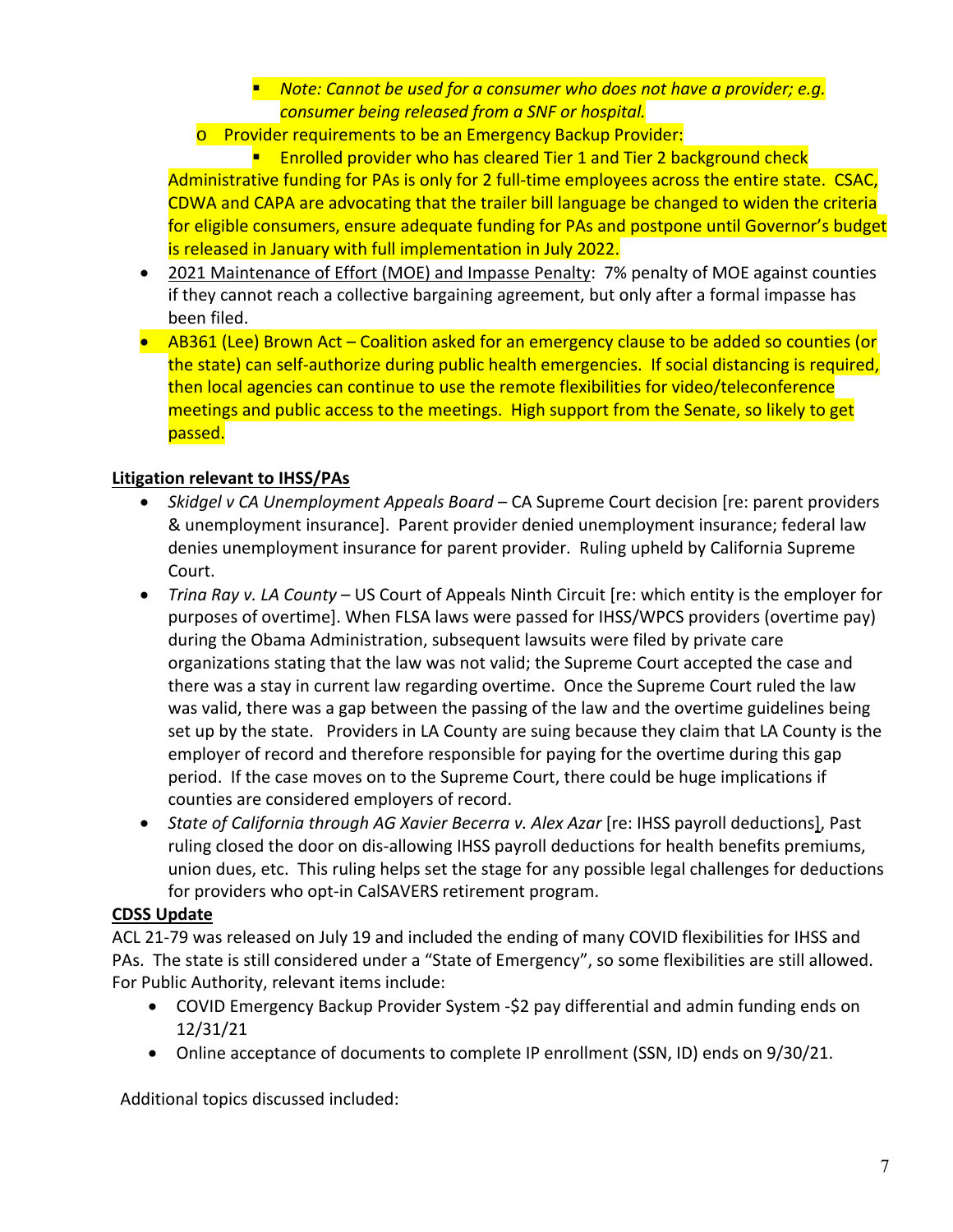- *Note: Cannot be used for a consumer who does not have a provider; e.g. consumer being released from a SNF or hospital.*
    - Provider requirements to be an Emergency Backup Provider:
        - Enrolled provider who has cleared Tier 1 and Tier 2 background check

    Administrative funding for PAs is only for 2 full-time employees across the entire state. CSAC, CDWA and CAPA are advocating that the trailer bill language be changed to widen the criteria for eligible consumers, ensure adequate funding for PAs and postpone until Governor's budget is released in January with full implementation in July 2022.

- 2021 Maintenance of Effort (MOE) and Impasse Penalty: 7% penalty of MOE against counties if they cannot reach a collective bargaining agreement, but only after a formal impasse has been filed.
- AB361 (Lee) Brown Act – Coalition asked for an emergency clause to be added so counties (or the state) can self-authorize during public health emergencies. If social distancing is required, then local agencies can continue to use the remote flexibilities for video/teleconference meetings and public access to the meetings. High support from the Senate, so likely to get passed.

**Litigation relevant to IHSS/PAs**

- *Skidgel v CA Unemployment Appeals Board* – CA Supreme Court decision [re: parent providers & unemployment insurance]. Parent provider denied unemployment insurance; federal law denies unemployment insurance for parent provider. Ruling upheld by California Supreme Court.
- *Trina Ray v. LA County* – US Court of Appeals Ninth Circuit [re: which entity is the employer for purposes of overtime]. When FLSA laws were passed for IHSS/WPCS providers (overtime pay) during the Obama Administration, subsequent lawsuits were filed by private care organizations stating that the law was not valid; the Supreme Court accepted the case and there was a stay in current law regarding overtime. Once the Supreme Court ruled the law was valid, there was a gap between the passing of the law and the overtime guidelines being set up by the state. Providers in LA County are suing because they claim that LA County is the employer of record and therefore responsible for paying for the overtime during this gap period. If the case moves on to the Supreme Court, there could be huge implications if counties are considered employers of record.
- *State of California through AG Xavier Becerra v. Alex Azar* [re: IHSS payroll deductions], Past ruling closed the door on dis-allowing IHSS payroll deductions for health benefits premiums, union dues, etc. This ruling helps set the stage for any possible legal challenges for deductions for providers who opt-in CalSAVERS retirement program.

**CDSS Update**

ACL 21-79 was released on July 19 and included the ending of many COVID flexibilities for IHSS and PAs. The state is still considered under a "State of Emergency", so some flexibilities are still allowed. For Public Authority, relevant items include:

- COVID Emergency Backup Provider System -$2 pay differential and admin funding ends on 12/31/21
- Online acceptance of documents to complete IP enrollment (SSN, ID) ends on 9/30/21.

Additional topics discussed included: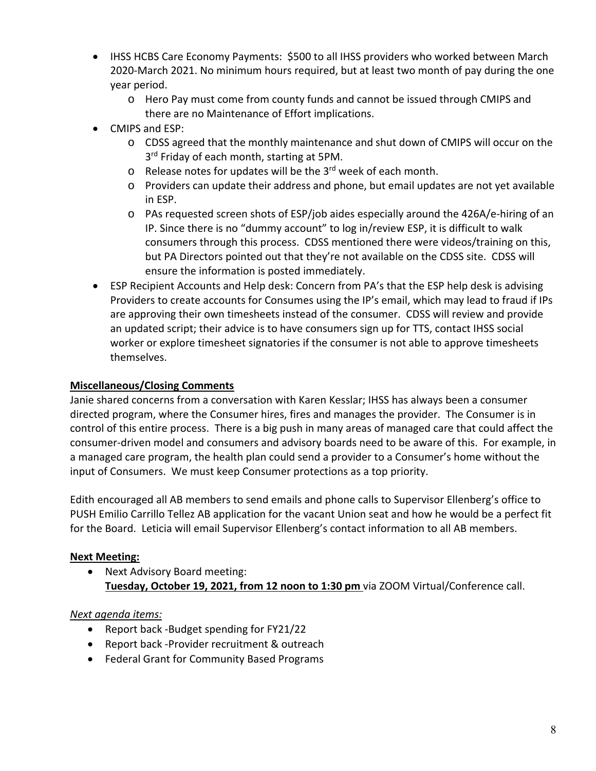- IHSS HCBS Care Economy Payments: $500 to all IHSS providers who worked between March 2020-March 2021. No minimum hours required, but at least two month of pay during the one year period.
  - Hero Pay must come from county funds and cannot be issued through CMIPS and there are no Maintenance of Effort implications.
- CMIPS and ESP:
  - CDSS agreed that the monthly maintenance and shut down of CMIPS will occur on the 3rd Friday of each month, starting at 5PM.
  - Release notes for updates will be the 3rd week of each month.
  - Providers can update their address and phone, but email updates are not yet available in ESP.
  - PAs requested screen shots of ESP/job aides especially around the 426A/e-hiring of an IP. Since there is no "dummy account" to log in/review ESP, it is difficult to walk consumers through this process. CDSS mentioned there were videos/training on this, but PA Directors pointed out that they're not available on the CDSS site. CDSS will ensure the information is posted immediately.
- ESP Recipient Accounts and Help desk: Concern from PA's that the ESP help desk is advising Providers to create accounts for Consumes using the IP's email, which may lead to fraud if IPs are approving their own timesheets instead of the consumer. CDSS will review and provide an updated script; their advice is to have consumers sign up for TTS, contact IHSS social worker or explore timesheet signatories if the consumer is not able to approve timesheets themselves.

**Miscellaneous/Closing Comments**

Janie shared concerns from a conversation with Karen Kesslar; IHSS has always been a consumer directed program, where the Consumer hires, fires and manages the provider. The Consumer is in control of this entire process. There is a big push in many areas of managed care that could affect the consumer-driven model and consumers and advisory boards need to be aware of this. For example, in a managed care program, the health plan could send a provider to a Consumer's home without the input of Consumers. We must keep Consumer protections as a top priority.

Edith encouraged all AB members to send emails and phone calls to Supervisor Ellenberg's office to PUSH Emilio Carrillo Tellez AB application for the vacant Union seat and how he would be a perfect fit for the Board. Leticia will email Supervisor Ellenberg's contact information to all AB members.

**Next Meeting:**

- Next Advisory Board meeting:
  **Tuesday, October 19, 2021, from 12 noon to 1:30 pm** via ZOOM Virtual/Conference call.

*Next agenda items:*

- Report back -Budget spending for FY21/22
- Report back -Provider recruitment & outreach
- Federal Grant for Community Based Programs